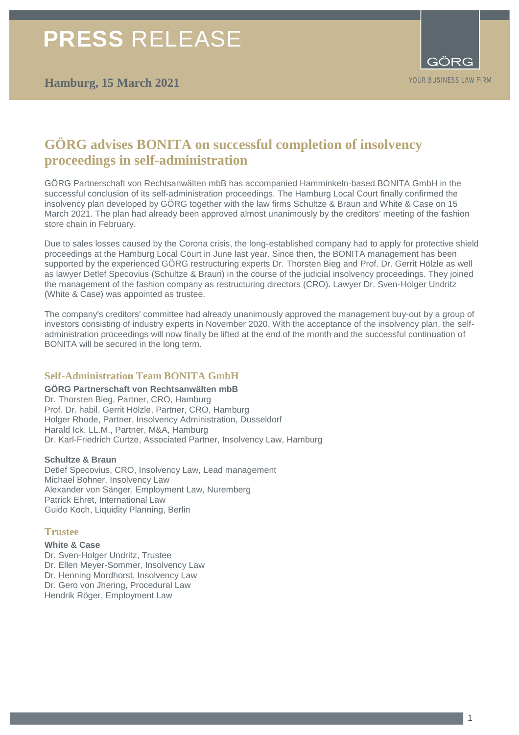# PRESS RELEASE

**Hamburg, 15 March 2021**

GÖRG

YOUR BUSINESS LAW FIRM

## GÖRG advises BONITA on successful completion of insolvency proceedings in self-administration

GÖRG Partnerschaft von Rechtsanwälten mbB has accompanied Hamminkeln-based BONITA GmbH in the successful conclusion of its self-administration proceedings. The Hamburg Local Court finally confirmed the insolvency plan developed by GÖRG together with the law firms Schultze & Braun and White & Case on 15 March 2021. The plan had already been approved almost unanimously by the creditors' meeting of the fashion store chain in February.

Due to sales losses caused by the Corona crisis, the long-established company had to apply for protective shield proceedings at the Hamburg Local Court in June last year. Since then, the BONITA management has been supported by the experienced GÖRG restructuring experts Dr. Thorsten Bieg and Prof. Dr. Gerrit Hölzle as well as lawyer Detlef Specovius (Schultze & Braun) in the course of the judicial insolvency proceedings. They joined the management of the fashion company as restructuring directors (CRO). Lawyer Dr. Sven-Holger Undritz (White & Case) was appointed as trustee.

The company's creditors' committee had already unanimously approved the management buy-out by a group of investors consisting of industry experts in November 2020. With the acceptance of the insolvency plan, the self-administration proceedings will now finally be lifted at the end of the month and the successful continuation of BONITA will be secured in the long term.

### Self-Administration Team BONITA GmbH

**GÖRG Partnerschaft von Rechtsanwälten mbB**

Dr. Thorsten Bieg, Partner, CRO, Hamburg
Prof. Dr. habil. Gerrit Hölzle, Partner, CRO, Hamburg
Holger Rhode, Partner, Insolvency Administration, Dusseldorf
Harald Ick, LL.M., Partner, M&A, Hamburg
Dr. Karl-Friedrich Curtze, Associated Partner, Insolvency Law, Hamburg

**Schultze & Braun**

Detlef Specovius, CRO, Insolvency Law, Lead management
Michael Böhner, Insolvency Law
Alexander von Sänger, Employment Law, Nuremberg
Patrick Ehret, International Law
Guido Koch, Liquidity Planning, Berlin

### Trustee

**White & Case**

Dr. Sven-Holger Undritz, Trustee
Dr. Ellen Meyer-Sommer, Insolvency Law
Dr. Henning Mordhorst, Insolvency Law
Dr. Gero von Jhering, Procedural Law
Hendrik Röger, Employment Law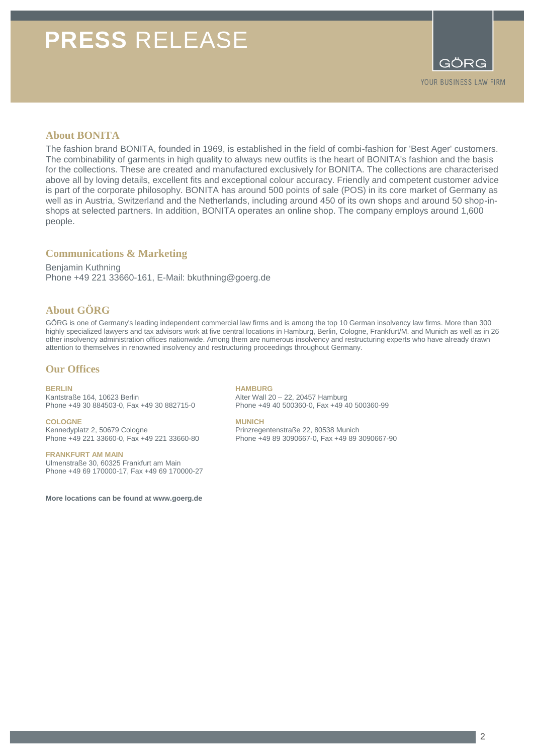## About BONITA

The fashion brand BONITA, founded in 1969, is established in the field of combi-fashion for 'Best Ager' customers. The combinability of garments in high quality to always new outfits is the heart of BONITA's fashion and the basis for the collections. These are created and manufactured exclusively for BONITA. The collections are characterised above all by loving details, excellent fits and exceptional colour accuracy. Friendly and competent customer advice is part of the corporate philosophy. BONITA has around 500 points of sale (POS) in its core market of Germany as well as in Austria, Switzerland and the Netherlands, including around 450 of its own shops and around 50 shop-in-shops at selected partners. In addition, BONITA operates an online shop. The company employs around 1,600 people.

## Communications & Marketing

Benjamin Kuthning
Phone +49 221 33660-161, E-Mail: bkuthning@goerg.de

## About GÖRG

GÖRG is one of Germany's leading independent commercial law firms and is among the top 10 German insolvency law firms. More than 300 highly specialized lawyers and tax advisors work at five central locations in Hamburg, Berlin, Cologne, Frankfurt/M. and Munich as well as in 26 other insolvency administration offices nationwide. Among them are numerous insolvency and restructuring experts who have already drawn attention to themselves in renowned insolvency and restructuring proceedings throughout Germany.

## Our Offices

**BERLIN**
Kantstraße 164, 10623 Berlin
Phone +49 30 884503-0, Fax +49 30 882715-0

**COLOGNE**
Kennedyplatz 2, 50679 Cologne
Phone +49 221 33660-0, Fax +49 221 33660-80

**FRANKFURT AM MAIN**
Ulmenstraße 30, 60325 Frankfurt am Main
Phone +49 69 170000-17, Fax +49 69 170000-27

**HAMBURG**
Alter Wall 20 – 22, 20457 Hamburg
Phone +49 40 500360-0, Fax +49 40 500360-99

**MUNICH**
Prinzregentenstraße 22, 80538 Munich
Phone +49 89 3090667-0, Fax +49 89 3090667-90

**More locations can be found at www.goerg.de**